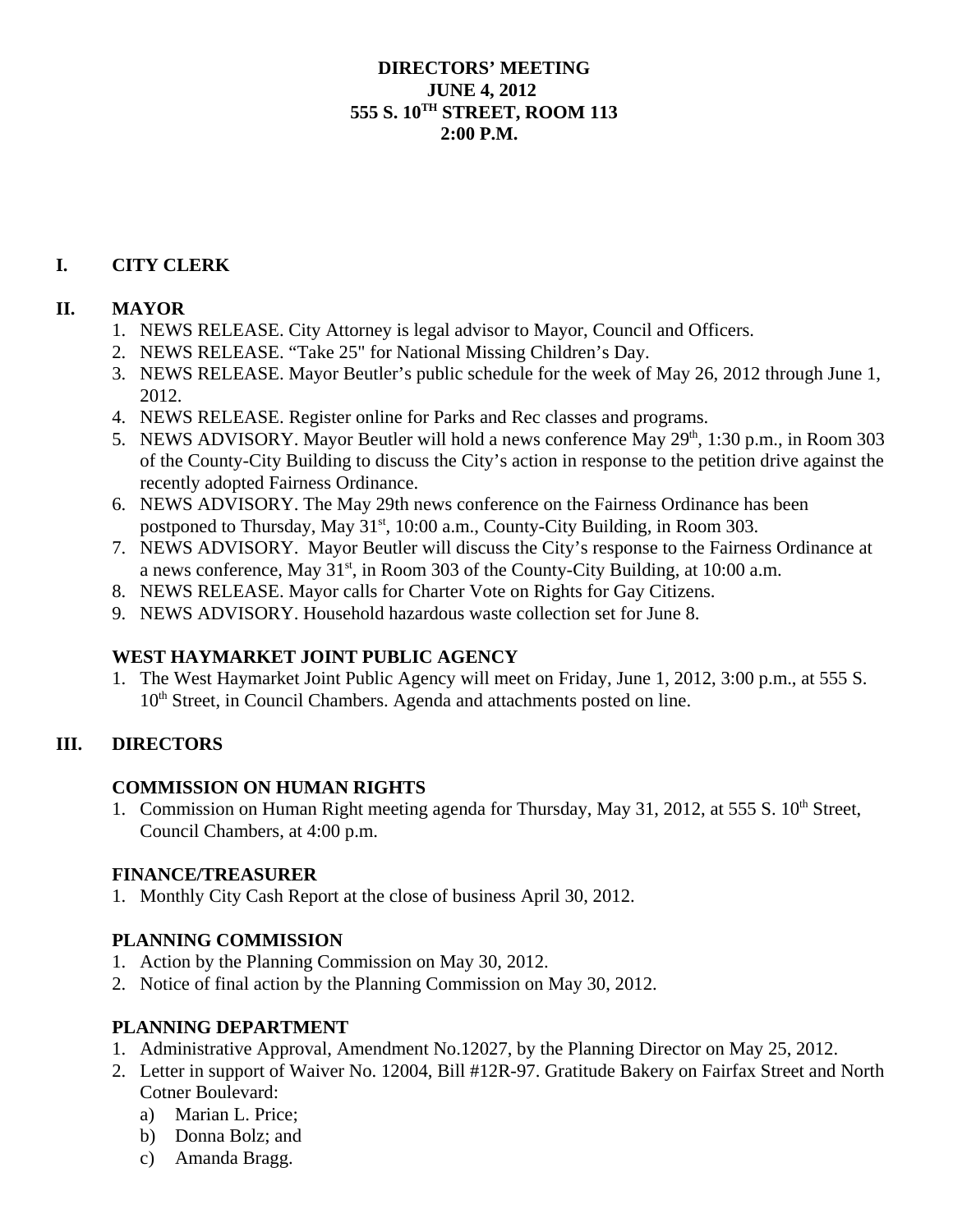**DIRECTORS' MEETING**
**JUNE 4, 2012**
**555 S. 10TH STREET, ROOM 113**
**2:00 P.M.**

## I. CITY CLERK

## II. MAYOR

1. NEWS RELEASE. City Attorney is legal advisor to Mayor, Council and Officers.
2. NEWS RELEASE. "Take 25" for National Missing Children's Day.
3. NEWS RELEASE. Mayor Beutler's public schedule for the week of May 26, 2012 through June 1, 2012.
4. NEWS RELEASE. Register online for Parks and Rec classes and programs.
5. NEWS ADVISORY. Mayor Beutler will hold a news conference May 29th, 1:30 p.m., in Room 303 of the County-City Building to discuss the City's action in response to the petition drive against the recently adopted Fairness Ordinance.
6. NEWS ADVISORY. The May 29th news conference on the Fairness Ordinance has been postponed to Thursday, May 31st, 10:00 a.m., County-City Building, in Room 303.
7. NEWS ADVISORY. Mayor Beutler will discuss the City's response to the Fairness Ordinance at a news conference, May 31st, in Room 303 of the County-City Building, at 10:00 a.m.
8. NEWS RELEASE. Mayor calls for Charter Vote on Rights for Gay Citizens.
9. NEWS ADVISORY. Household hazardous waste collection set for June 8.

### WEST HAYMARKET JOINT PUBLIC AGENCY

1. The West Haymarket Joint Public Agency will meet on Friday, June 1, 2012, 3:00 p.m., at 555 S. 10th Street, in Council Chambers. Agenda and attachments posted on line.

## III. DIRECTORS

### COMMISSION ON HUMAN RIGHTS

1. Commission on Human Right meeting agenda for Thursday, May 31, 2012, at 555 S. 10th Street, Council Chambers, at 4:00 p.m.

### FINANCE/TREASURER

1. Monthly City Cash Report at the close of business April 30, 2012.

### PLANNING COMMISSION

1. Action by the Planning Commission on May 30, 2012.
2. Notice of final action by the Planning Commission on May 30, 2012.

### PLANNING DEPARTMENT

1. Administrative Approval, Amendment No.12027, by the Planning Director on May 25, 2012.
2. Letter in support of Waiver No. 12004, Bill #12R-97. Gratitude Bakery on Fairfax Street and North Cotner Boulevard:
   a) Marian L. Price;
   b) Donna Bolz; and
   c) Amanda Bragg.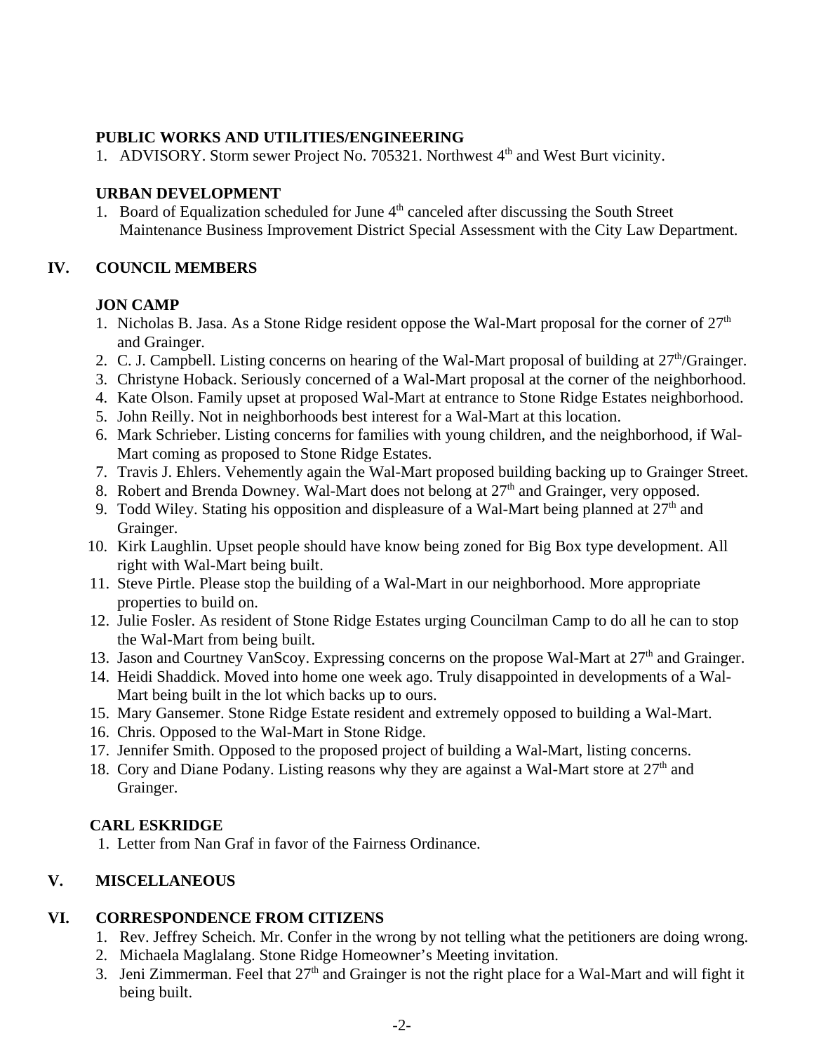**PUBLIC WORKS AND UTILITIES/ENGINEERING**

1. ADVISORY. Storm sewer Project No. 705321. Northwest 4th and West Burt vicinity.

**URBAN DEVELOPMENT**

1. Board of Equalization scheduled for June 4th canceled after discussing the South Street Maintenance Business Improvement District Special Assessment with the City Law Department.

## IV. COUNCIL MEMBERS

**JON CAMP**

1. Nicholas B. Jasa. As a Stone Ridge resident oppose the Wal-Mart proposal for the corner of 27th and Grainger.
2. C. J. Campbell. Listing concerns on hearing of the Wal-Mart proposal of building at 27th/Grainger.
3. Christyne Hoback. Seriously concerned of a Wal-Mart proposal at the corner of the neighborhood.
4. Kate Olson. Family upset at proposed Wal-Mart at entrance to Stone Ridge Estates neighborhood.
5. John Reilly. Not in neighborhoods best interest for a Wal-Mart at this location.
6. Mark Schrieber. Listing concerns for families with young children, and the neighborhood, if Wal-Mart coming as proposed to Stone Ridge Estates.
7. Travis J. Ehlers. Vehemently again the Wal-Mart proposed building backing up to Grainger Street.
8. Robert and Brenda Downey. Wal-Mart does not belong at 27th and Grainger, very opposed.
9. Todd Wiley. Stating his opposition and displeasure of a Wal-Mart being planned at 27th and Grainger.
10. Kirk Laughlin. Upset people should have know being zoned for Big Box type development. All right with Wal-Mart being built.
11. Steve Pirtle. Please stop the building of a Wal-Mart in our neighborhood. More appropriate properties to build on.
12. Julie Fosler. As resident of Stone Ridge Estates urging Councilman Camp to do all he can to stop the Wal-Mart from being built.
13. Jason and Courtney VanScoy. Expressing concerns on the propose Wal-Mart at 27th and Grainger.
14. Heidi Shaddick. Moved into home one week ago. Truly disappointed in developments of a Wal-Mart being built in the lot which backs up to ours.
15. Mary Gansemer. Stone Ridge Estate resident and extremely opposed to building a Wal-Mart.
16. Chris. Opposed to the Wal-Mart in Stone Ridge.
17. Jennifer Smith. Opposed to the proposed project of building a Wal-Mart, listing concerns.
18. Cory and Diane Podany. Listing reasons why they are against a Wal-Mart store at 27th and Grainger.

**CARL ESKRIDGE**

1. Letter from Nan Graf in favor of the Fairness Ordinance.

## V. MISCELLANEOUS

## VI. CORRESPONDENCE FROM CITIZENS

1. Rev. Jeffrey Scheich. Mr. Confer in the wrong by not telling what the petitioners are doing wrong.
2. Michaela Maglalang. Stone Ridge Homeowner's Meeting invitation.
3. Jeni Zimmerman. Feel that 27th and Grainger is not the right place for a Wal-Mart and will fight it being built.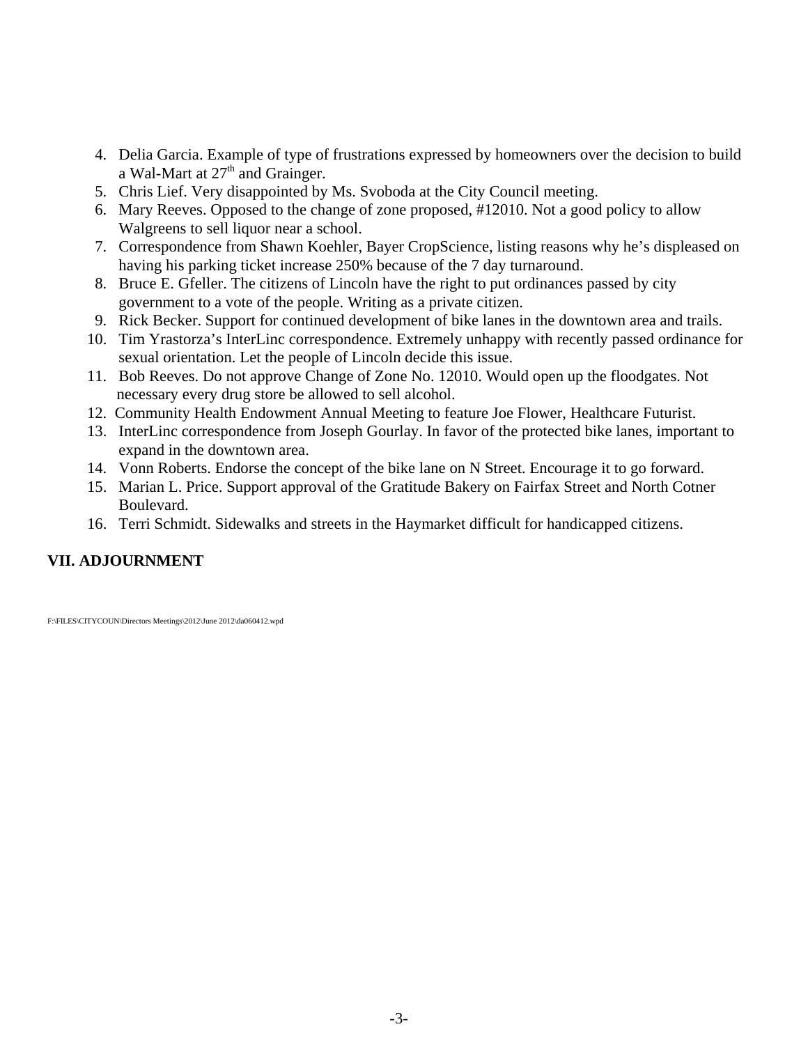4. Delia Garcia. Example of type of frustrations expressed by homeowners over the decision to build a Wal-Mart at 27th and Grainger.
5. Chris Lief. Very disappointed by Ms. Svoboda at the City Council meeting.
6. Mary Reeves. Opposed to the change of zone proposed, #12010. Not a good policy to allow Walgreens to sell liquor near a school.
7. Correspondence from Shawn Koehler, Bayer CropScience, listing reasons why he's displeased on having his parking ticket increase 250% because of the 7 day turnaround.
8. Bruce E. Gfeller. The citizens of Lincoln have the right to put ordinances passed by city government to a vote of the people. Writing as a private citizen.
9. Rick Becker. Support for continued development of bike lanes in the downtown area and trails.
10. Tim Yrastorza's InterLinc correspondence. Extremely unhappy with recently passed ordinance for sexual orientation. Let the people of Lincoln decide this issue.
11. Bob Reeves. Do not approve Change of Zone No. 12010. Would open up the floodgates. Not necessary every drug store be allowed to sell alcohol.
12. Community Health Endowment Annual Meeting to feature Joe Flower, Healthcare Futurist.
13. InterLinc correspondence from Joseph Gourlay. In favor of the protected bike lanes, important to expand in the downtown area.
14. Vonn Roberts. Endorse the concept of the bike lane on N Street. Encourage it to go forward.
15. Marian L. Price. Support approval of the Gratitude Bakery on Fairfax Street and North Cotner Boulevard.
16. Terri Schmidt. Sidewalks and streets in the Haymarket difficult for handicapped citizens.

## VII. ADJOURNMENT

F:\FILES\CITYCOUN\Directors Meetings\2012\June 2012\da060412.wpd